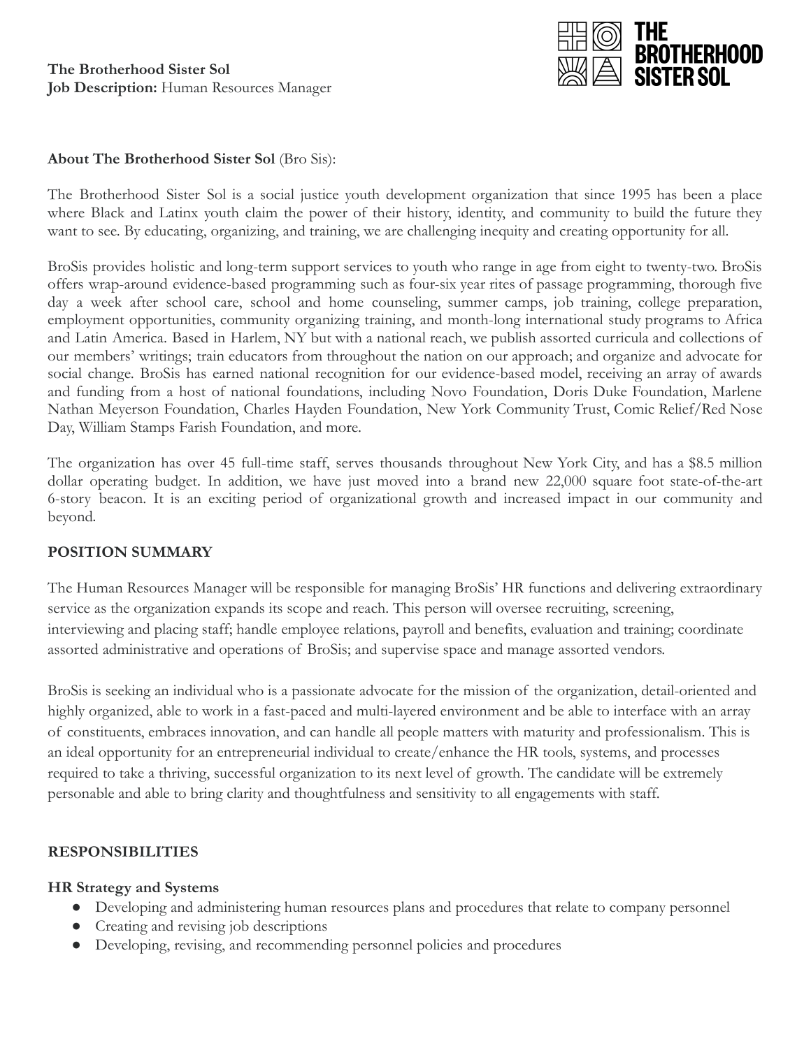**The Brotherhood Sister Sol**
**Job Description:** Human Resources Manager

**About The Brotherhood Sister Sol** (Bro Sis):

The Brotherhood Sister Sol is a social justice youth development organization that since 1995 has been a place where Black and Latinx youth claim the power of their history, identity, and community to build the future they want to see. By educating, organizing, and training, we are challenging inequity and creating opportunity for all.

BroSis provides holistic and long-term support services to youth who range in age from eight to twenty-two. BroSis offers wrap-around evidence-based programming such as four-six year rites of passage programming, thorough five day a week after school care, school and home counseling, summer camps, job training, college preparation, employment opportunities, community organizing training, and month-long international study programs to Africa and Latin America. Based in Harlem, NY but with a national reach, we publish assorted curricula and collections of our members' writings; train educators from throughout the nation on our approach; and organize and advocate for social change. BroSis has earned national recognition for our evidence-based model, receiving an array of awards and funding from a host of national foundations, including Novo Foundation, Doris Duke Foundation, Marlene Nathan Meyerson Foundation, Charles Hayden Foundation, New York Community Trust, Comic Relief/Red Nose Day, William Stamps Farish Foundation, and more.

The organization has over 45 full-time staff, serves thousands throughout New York City, and has a $8.5 million dollar operating budget. In addition, we have just moved into a brand new 22,000 square foot state-of-the-art 6-story beacon. It is an exciting period of organizational growth and increased impact in our community and beyond.

## POSITION SUMMARY

The Human Resources Manager will be responsible for managing BroSis' HR functions and delivering extraordinary service as the organization expands its scope and reach. This person will oversee recruiting, screening, interviewing and placing staff; handle employee relations, payroll and benefits, evaluation and training; coordinate assorted administrative and operations of BroSis; and supervise space and manage assorted vendors.

BroSis is seeking an individual who is a passionate advocate for the mission of the organization, detail-oriented and highly organized, able to work in a fast-paced and multi-layered environment and be able to interface with an array of constituents, embraces innovation, and can handle all people matters with maturity and professionalism. This is an ideal opportunity for an entrepreneurial individual to create/enhance the HR tools, systems, and processes required to take a thriving, successful organization to its next level of growth. The candidate will be extremely personable and able to bring clarity and thoughtfulness and sensitivity to all engagements with staff.

## RESPONSIBILITIES

### HR Strategy and Systems

- Developing and administering human resources plans and procedures that relate to company personnel
- Creating and revising job descriptions
- Developing, revising, and recommending personnel policies and procedures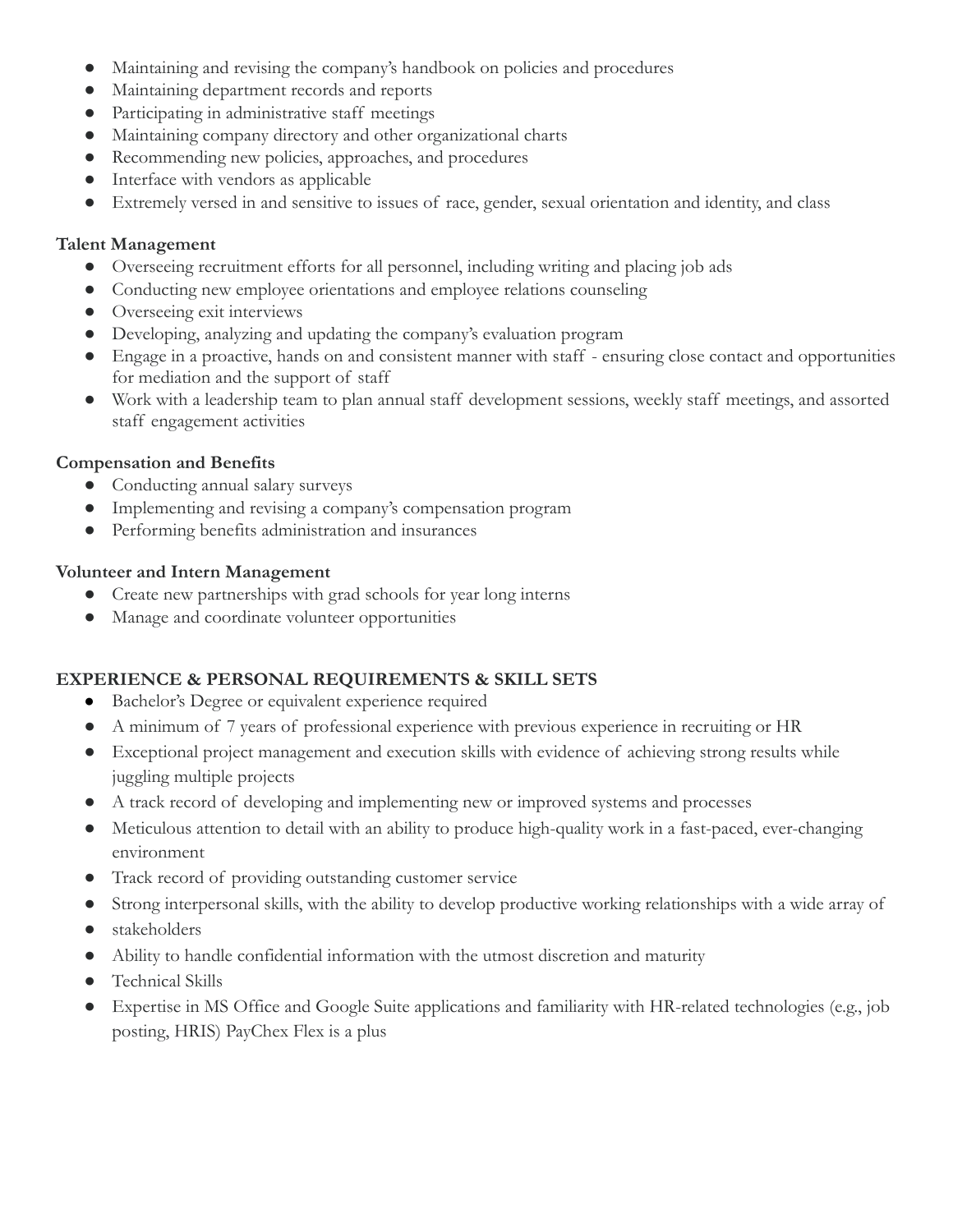- Maintaining and revising the company's handbook on policies and procedures
- Maintaining department records and reports
- Participating in administrative staff meetings
- Maintaining company directory and other organizational charts
- Recommending new policies, approaches, and procedures
- Interface with vendors as applicable
- Extremely versed in and sensitive to issues of race, gender, sexual orientation and identity, and class

**Talent Management**

- Overseeing recruitment efforts for all personnel, including writing and placing job ads
- Conducting new employee orientations and employee relations counseling
- Overseeing exit interviews
- Developing, analyzing and updating the company's evaluation program
- Engage in a proactive, hands on and consistent manner with staff - ensuring close contact and opportunities for mediation and the support of staff
- Work with a leadership team to plan annual staff development sessions, weekly staff meetings, and assorted staff engagement activities

**Compensation and Benefits**

- Conducting annual salary surveys
- Implementing and revising a company's compensation program
- Performing benefits administration and insurances

**Volunteer and Intern Management**

- Create new partnerships with grad schools for year long interns
- Manage and coordinate volunteer opportunities

**EXPERIENCE & PERSONAL REQUIREMENTS & SKILL SETS**

- Bachelor's Degree or equivalent experience required
- A minimum of 7 years of professional experience with previous experience in recruiting or HR
- Exceptional project management and execution skills with evidence of achieving strong results while juggling multiple projects
- A track record of developing and implementing new or improved systems and processes
- Meticulous attention to detail with an ability to produce high-quality work in a fast-paced, ever-changing environment
- Track record of providing outstanding customer service
- Strong interpersonal skills, with the ability to develop productive working relationships with a wide array of
- stakeholders
- Ability to handle confidential information with the utmost discretion and maturity
- Technical Skills
- Expertise in MS Office and Google Suite applications and familiarity with HR-related technologies (e.g., job posting, HRIS) PayChex Flex is a plus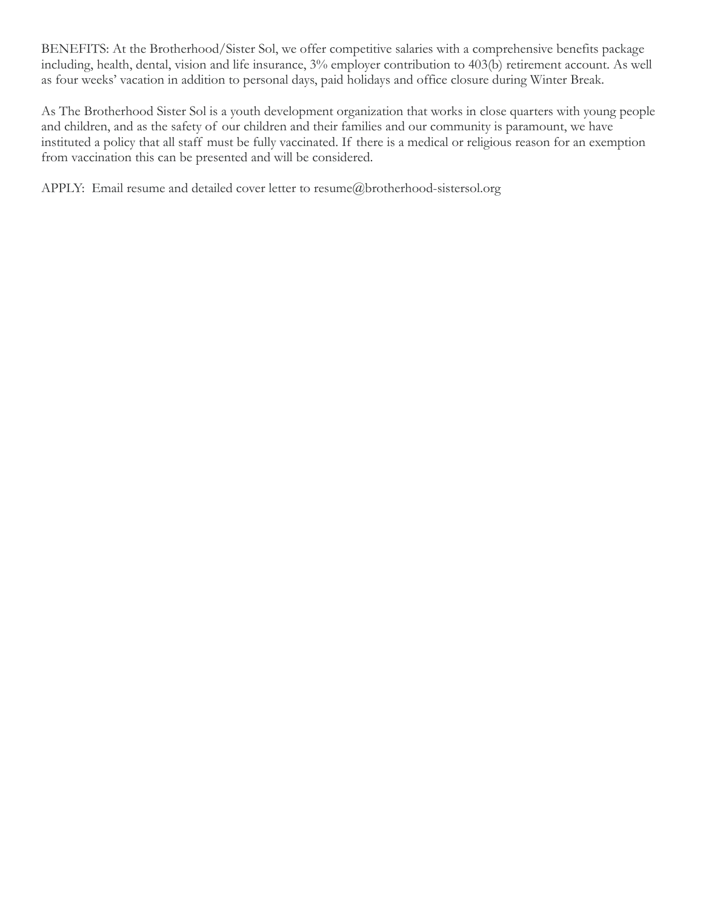BENEFITS: At the Brotherhood/Sister Sol, we offer competitive salaries with a comprehensive benefits package including, health, dental, vision and life insurance, 3% employer contribution to 403(b) retirement account. As well as four weeks' vacation in addition to personal days, paid holidays and office closure during Winter Break.

As The Brotherhood Sister Sol is a youth development organization that works in close quarters with young people and children, and as the safety of our children and their families and our community is paramount, we have instituted a policy that all staff must be fully vaccinated. If there is a medical or religious reason for an exemption from vaccination this can be presented and will be considered.

APPLY: Email resume and detailed cover letter to resume@brotherhood-sistersol.org